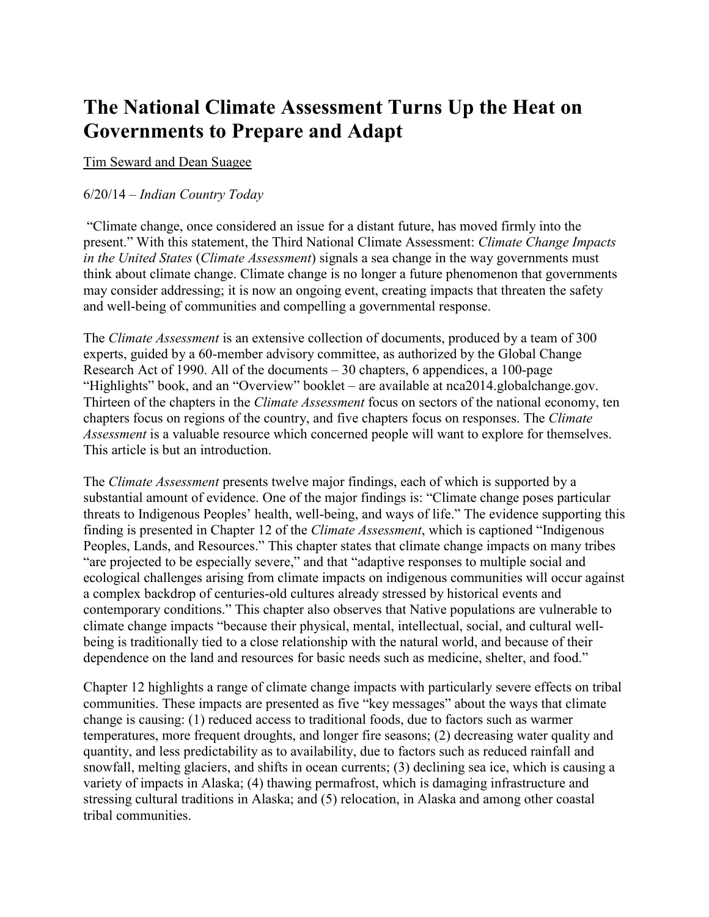# The National Climate Assessment Turns Up the Heat on Governments to Prepare and Adapt

Tim Seward and Dean Suagee

6/20/14 – *Indian Country Today*

"Climate change, once considered an issue for a distant future, has moved firmly into the present." With this statement, the Third National Climate Assessment: *Climate Change Impacts in the United States* (*Climate Assessment*) signals a sea change in the way governments must think about climate change. Climate change is no longer a future phenomenon that governments may consider addressing; it is now an ongoing event, creating impacts that threaten the safety and well-being of communities and compelling a governmental response.

The *Climate Assessment* is an extensive collection of documents, produced by a team of 300 experts, guided by a 60-member advisory committee, as authorized by the Global Change Research Act of 1990. All of the documents – 30 chapters, 6 appendices, a 100-page "Highlights" book, and an "Overview" booklet – are available at nca2014.globalchange.gov. Thirteen of the chapters in the *Climate Assessment* focus on sectors of the national economy, ten chapters focus on regions of the country, and five chapters focus on responses. The *Climate Assessment* is a valuable resource which concerned people will want to explore for themselves. This article is but an introduction.

The *Climate Assessment* presents twelve major findings, each of which is supported by a substantial amount of evidence. One of the major findings is: "Climate change poses particular threats to Indigenous Peoples' health, well-being, and ways of life." The evidence supporting this finding is presented in Chapter 12 of the *Climate Assessment*, which is captioned "Indigenous Peoples, Lands, and Resources." This chapter states that climate change impacts on many tribes "are projected to be especially severe," and that "adaptive responses to multiple social and ecological challenges arising from climate impacts on indigenous communities will occur against a complex backdrop of centuries-old cultures already stressed by historical events and contemporary conditions." This chapter also observes that Native populations are vulnerable to climate change impacts "because their physical, mental, intellectual, social, and cultural well-being is traditionally tied to a close relationship with the natural world, and because of their dependence on the land and resources for basic needs such as medicine, shelter, and food."

Chapter 12 highlights a range of climate change impacts with particularly severe effects on tribal communities. These impacts are presented as five "key messages" about the ways that climate change is causing: (1) reduced access to traditional foods, due to factors such as warmer temperatures, more frequent droughts, and longer fire seasons; (2) decreasing water quality and quantity, and less predictability as to availability, due to factors such as reduced rainfall and snowfall, melting glaciers, and shifts in ocean currents; (3) declining sea ice, which is causing a variety of impacts in Alaska; (4) thawing permafrost, which is damaging infrastructure and stressing cultural traditions in Alaska; and (5) relocation, in Alaska and among other coastal tribal communities.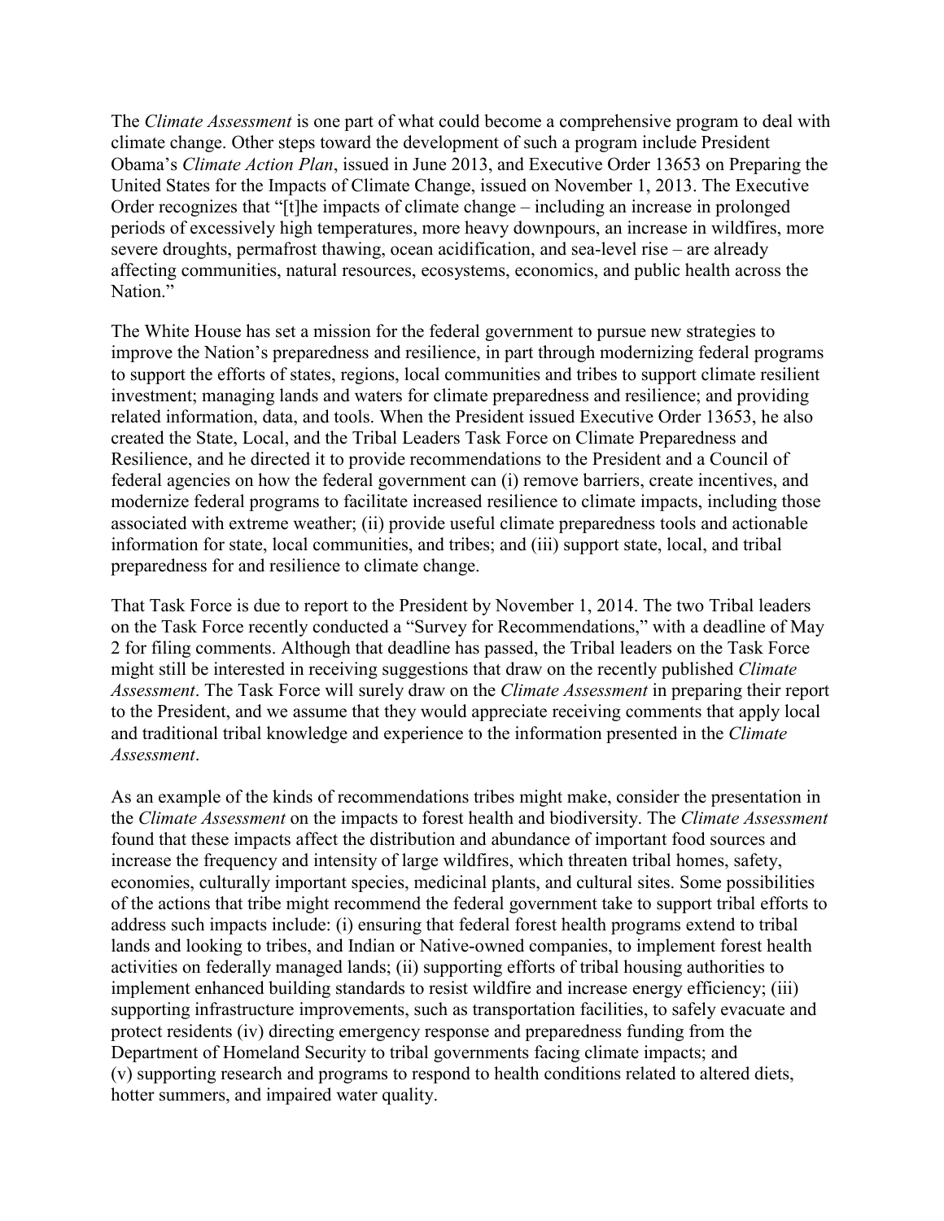The *Climate Assessment* is one part of what could become a comprehensive program to deal with climate change. Other steps toward the development of such a program include President Obama's *Climate Action Plan*, issued in June 2013, and Executive Order 13653 on Preparing the United States for the Impacts of Climate Change, issued on November 1, 2013. The Executive Order recognizes that "[t]he impacts of climate change – including an increase in prolonged periods of excessively high temperatures, more heavy downpours, an increase in wildfires, more severe droughts, permafrost thawing, ocean acidification, and sea-level rise – are already affecting communities, natural resources, ecosystems, economics, and public health across the Nation."

The White House has set a mission for the federal government to pursue new strategies to improve the Nation's preparedness and resilience, in part through modernizing federal programs to support the efforts of states, regions, local communities and tribes to support climate resilient investment; managing lands and waters for climate preparedness and resilience; and providing related information, data, and tools. When the President issued Executive Order 13653, he also created the State, Local, and the Tribal Leaders Task Force on Climate Preparedness and Resilience, and he directed it to provide recommendations to the President and a Council of federal agencies on how the federal government can (i) remove barriers, create incentives, and modernize federal programs to facilitate increased resilience to climate impacts, including those associated with extreme weather; (ii) provide useful climate preparedness tools and actionable information for state, local communities, and tribes; and (iii) support state, local, and tribal preparedness for and resilience to climate change.

That Task Force is due to report to the President by November 1, 2014. The two Tribal leaders on the Task Force recently conducted a "Survey for Recommendations," with a deadline of May 2 for filing comments. Although that deadline has passed, the Tribal leaders on the Task Force might still be interested in receiving suggestions that draw on the recently published *Climate Assessment*. The Task Force will surely draw on the *Climate Assessment* in preparing their report to the President, and we assume that they would appreciate receiving comments that apply local and traditional tribal knowledge and experience to the information presented in the *Climate Assessment*.

As an example of the kinds of recommendations tribes might make, consider the presentation in the *Climate Assessment* on the impacts to forest health and biodiversity. The *Climate Assessment* found that these impacts affect the distribution and abundance of important food sources and increase the frequency and intensity of large wildfires, which threaten tribal homes, safety, economies, culturally important species, medicinal plants, and cultural sites. Some possibilities of the actions that tribe might recommend the federal government take to support tribal efforts to address such impacts include: (i) ensuring that federal forest health programs extend to tribal lands and looking to tribes, and Indian or Native-owned companies, to implement forest health activities on federally managed lands; (ii) supporting efforts of tribal housing authorities to implement enhanced building standards to resist wildfire and increase energy efficiency; (iii) supporting infrastructure improvements, such as transportation facilities, to safely evacuate and protect residents (iv) directing emergency response and preparedness funding from the Department of Homeland Security to tribal governments facing climate impacts; and (v) supporting research and programs to respond to health conditions related to altered diets, hotter summers, and impaired water quality.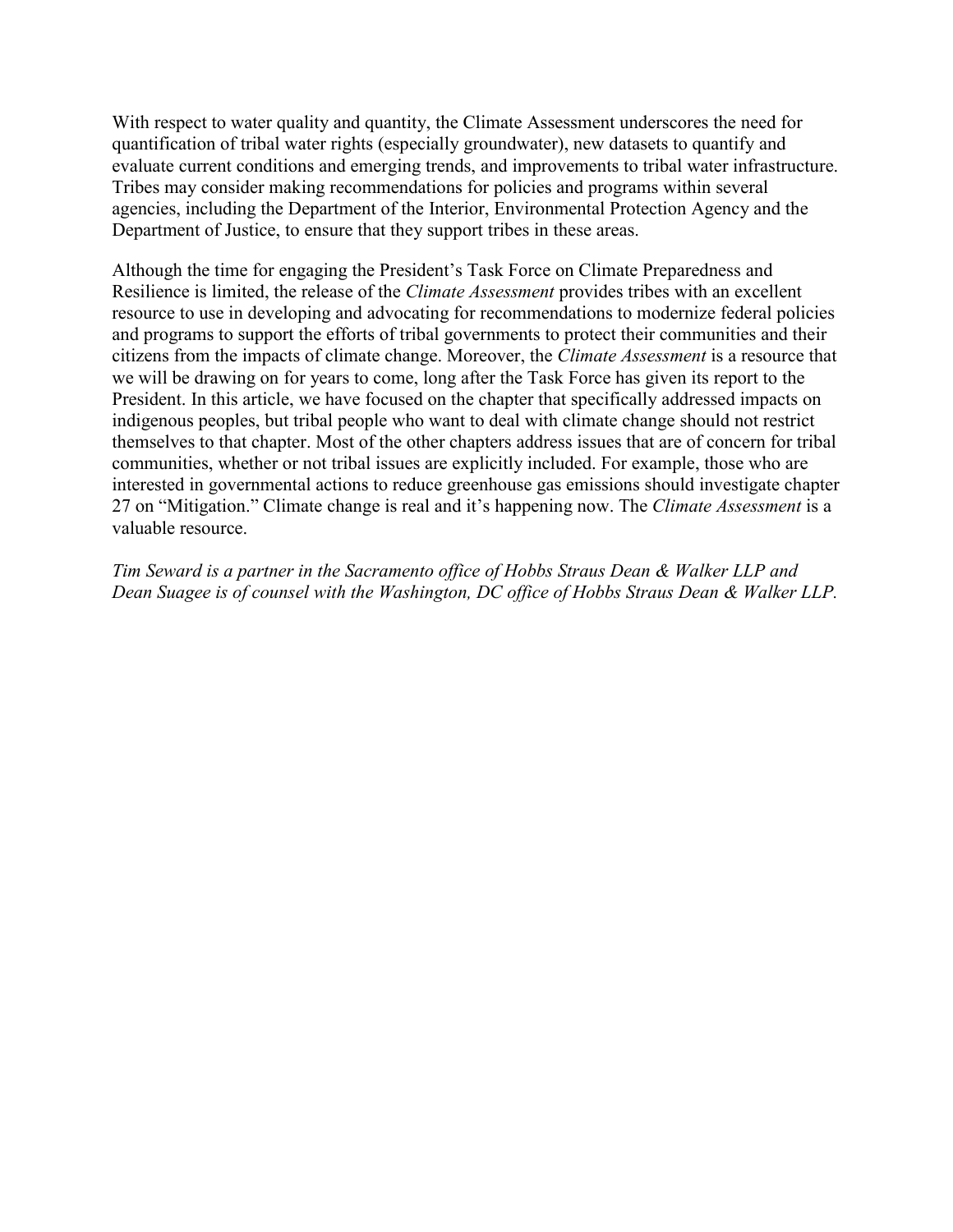With respect to water quality and quantity, the Climate Assessment underscores the need for quantification of tribal water rights (especially groundwater), new datasets to quantify and evaluate current conditions and emerging trends, and improvements to tribal water infrastructure. Tribes may consider making recommendations for policies and programs within several agencies, including the Department of the Interior, Environmental Protection Agency and the Department of Justice, to ensure that they support tribes in these areas.

Although the time for engaging the President's Task Force on Climate Preparedness and Resilience is limited, the release of the *Climate Assessment* provides tribes with an excellent resource to use in developing and advocating for recommendations to modernize federal policies and programs to support the efforts of tribal governments to protect their communities and their citizens from the impacts of climate change. Moreover, the *Climate Assessment* is a resource that we will be drawing on for years to come, long after the Task Force has given its report to the President. In this article, we have focused on the chapter that specifically addressed impacts on indigenous peoples, but tribal people who want to deal with climate change should not restrict themselves to that chapter. Most of the other chapters address issues that are of concern for tribal communities, whether or not tribal issues are explicitly included. For example, those who are interested in governmental actions to reduce greenhouse gas emissions should investigate chapter 27 on "Mitigation." Climate change is real and it's happening now. The *Climate Assessment* is a valuable resource.

*Tim Seward is a partner in the Sacramento office of Hobbs Straus Dean & Walker LLP and Dean Suagee is of counsel with the Washington, DC office of Hobbs Straus Dean & Walker LLP.*